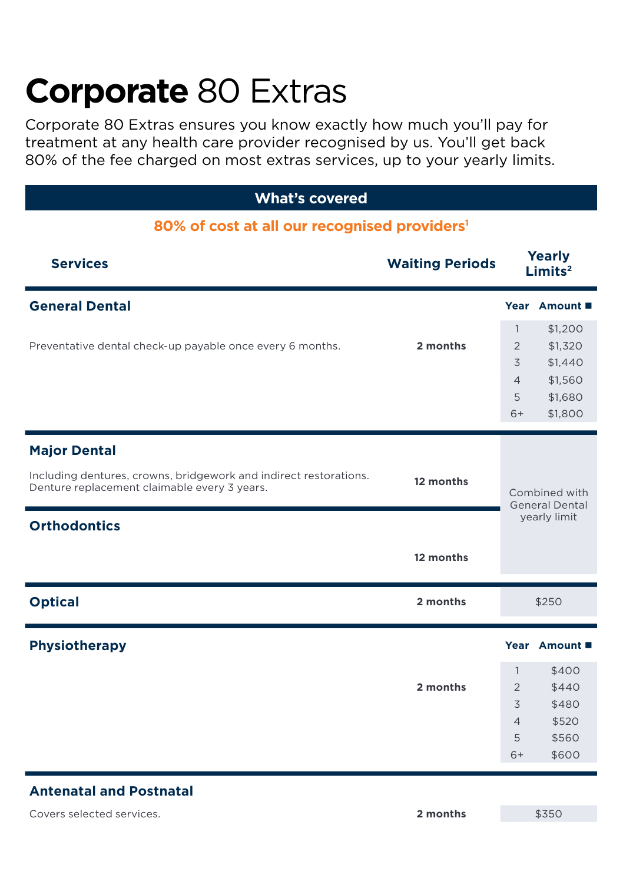# **Corporate** 80 Extras

Corporate 80 Extras ensures you know exactly how much you'll pay for treatment at any health care provider recognised by us. You'll get back 80% of the fee charged on most extras services, up to your yearly limits.

## What's covered

**80% of cost at all our recognised providers[1]**

| Services | Waiting Periods | Yearly Limits[2] | |
|---|---|---|---|
| **General Dental** | | **Year** | **Amount ■** |
| Preventative dental check-up payable once every 6 months. | **2 months** | 1 | $1,200 |
| | | 2 | $1,320 |
| | | 3 | $1,440 |
| | | 4 | $1,560 |
| | | 5 | $1,680 |
| | | 6+ | $1,800 |
| **Major Dental**<br>Including dentures, crowns, bridgework and indirect restorations. Denture replacement claimable every 3 years. | **12 months** | Combined with General Dental yearly limit | |
| **Orthodontics** | **12 months** | Combined with General Dental yearly limit | |
| **Optical** | **2 months** | $250 | |
| **Physiotherapy** | | **Year** | **Amount ■** |
| | **2 months** | 1 | $400 |
| | | 2 | $440 |
| | | 3 | $480 |
| | | 4 | $520 |
| | | 5 | $560 |
| | | 6+ | $600 |
| **Antenatal and Postnatal**<br>Covers selected services. | **2 months** | $350 | |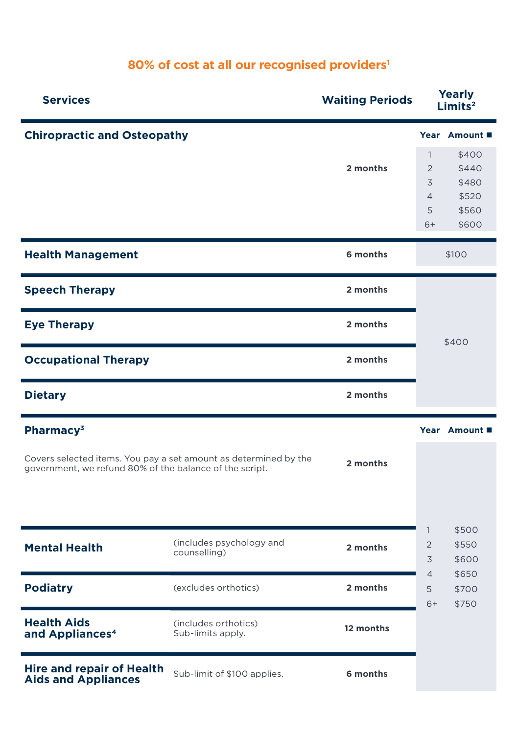## 80% of cost at all our recognised providers[1]

| Services | | Waiting Periods | Yearly Limits[2] | |
|---|---|---|---|---|
| **Chiropractic and Osteopathy** | | 2 months | **Year** | **Amount ■** |
| | | | 1 | $400 |
| | | | 2 | $440 |
| | | | 3 | $480 |
| | | | 4 | $520 |
| | | | 5 | $560 |
| | | | 6+ | $600 |
| **Health Management** | | 6 months | $100 | |
| **Speech Therapy** | | 2 months | $400 (combined limit for Speech Therapy, Eye Therapy, Occupational Therapy and Dietary) | |
| **Eye Therapy** | | 2 months | | |
| **Occupational Therapy** | | 2 months | | |
| **Dietary** | | 2 months | | |
| **Pharmacy[3]** | Covers selected items. You pay a set amount as determined by the government, we refund 80% of the balance of the script. | 2 months | **Year** | **Amount ■** |
| **Mental Health** | (includes psychology and counselling) | 2 months | 1 | $500 |
| **Podiatry** | (excludes orthotics) | 2 months | 2 | $550 |
| **Health Aids and Appliances[4]** | (includes orthotics) Sub-limits apply. | 12 months | 3 | $600 |
| **Hire and repair of Health Aids and Appliances** | Sub-limit of $100 applies. | 6 months | 4 | $650 |
| | | | 5 | $700 |
| | | | 6+ | $750 |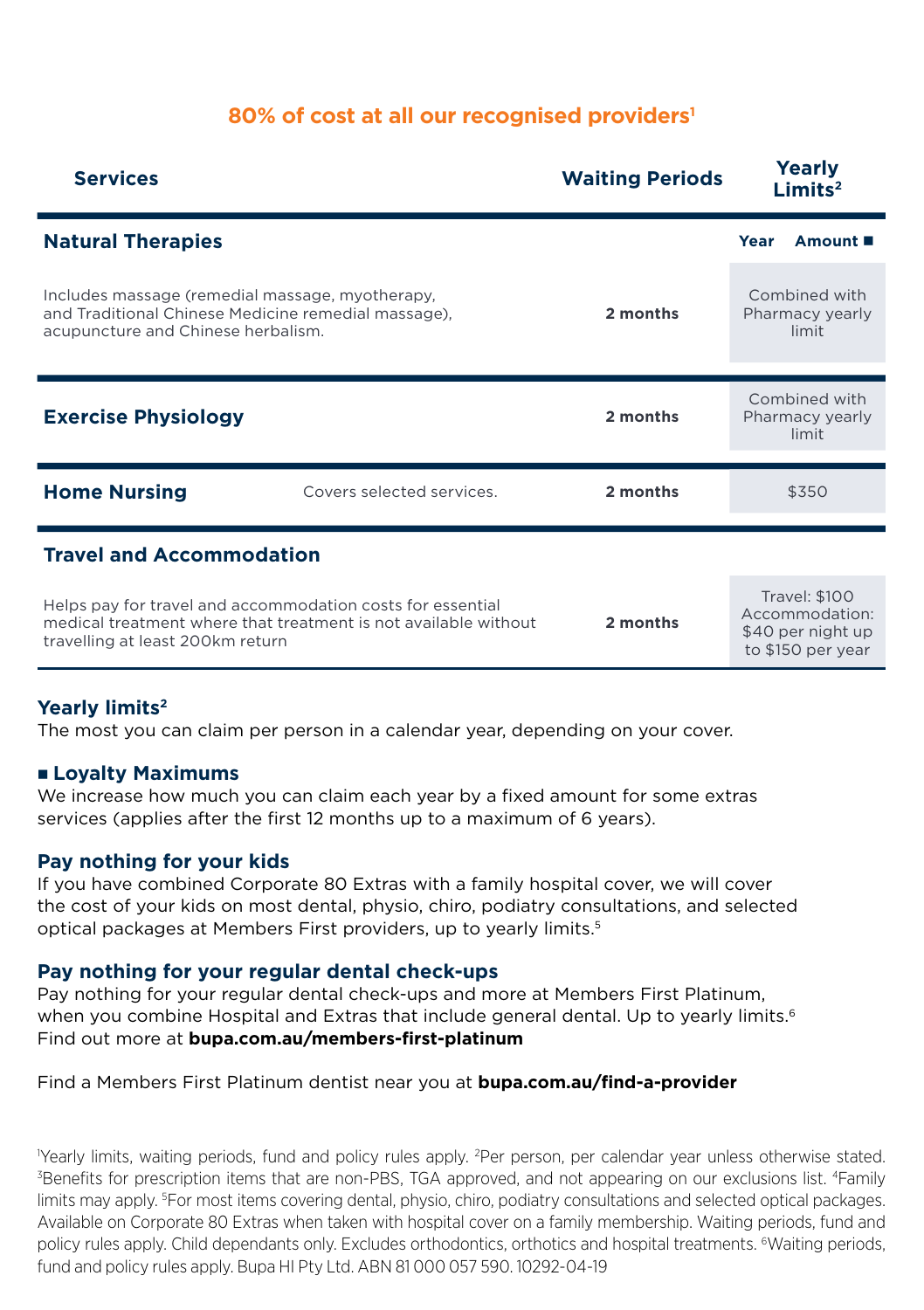## 80% of cost at all our recognised providers[1]

| Services | | Waiting Periods | Yearly Limits[2] | |
|---|---|---|---|---|
| **Natural Therapies** | | | **Year** | **Amount ■** |
| Includes massage (remedial massage, myotherapy, and Traditional Chinese Medicine remedial massage), acupuncture and Chinese herbalism. | | **2 months** | Combined with Pharmacy yearly limit | |
| **Exercise Physiology** | | **2 months** | Combined with Pharmacy yearly limit | |
| **Home Nursing** | Covers selected services. | **2 months** | $350 | |
| **Travel and Accommodation** | | | | |
| Helps pay for travel and accommodation costs for essential medical treatment where that treatment is not available without travelling at least 200km return | | **2 months** | Travel: $100 Accommodation: $40 per night up to $150 per year | |

### Yearly limits[2]

The most you can claim per person in a calendar year, depending on your cover.

### ■ Loyalty Maximums

We increase how much you can claim each year by a fixed amount for some extras services (applies after the first 12 months up to a maximum of 6 years).

### Pay nothing for your kids

If you have combined Corporate 80 Extras with a family hospital cover, we will cover the cost of your kids on most dental, physio, chiro, podiatry consultations, and selected optical packages at Members First providers, up to yearly limits.[5]

### Pay nothing for your regular dental check-ups

Pay nothing for your regular dental check-ups and more at Members First Platinum, when you combine Hospital and Extras that include general dental. Up to yearly limits.[6]
Find out more at **bupa.com.au/members-first-platinum**

Find a Members First Platinum dentist near you at **bupa.com.au/find-a-provider**

[1]Yearly limits, waiting periods, fund and policy rules apply. [2]Per person, per calendar year unless otherwise stated. [3]Benefits for prescription items that are non-PBS, TGA approved, and not appearing on our exclusions list. [4]Family limits may apply. [5]For most items covering dental, physio, chiro, podiatry consultations and selected optical packages. Available on Corporate 80 Extras when taken with hospital cover on a family membership. Waiting periods, fund and policy rules apply. Child dependants only. Excludes orthodontics, orthotics and hospital treatments. [6]Waiting periods, fund and policy rules apply. Bupa HI Pty Ltd. ABN 81 000 057 590. 10292-04-19